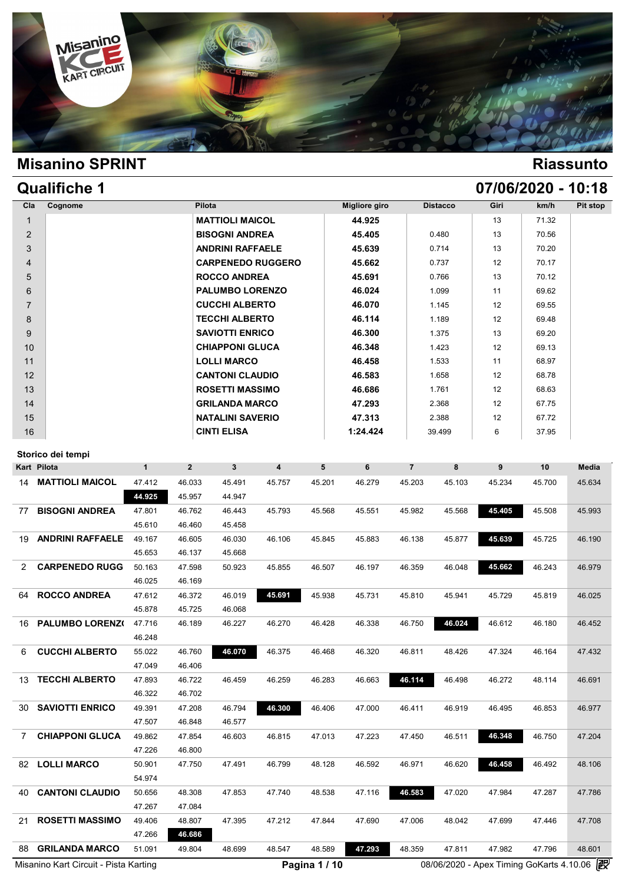## Misanino SPRINT

## Riassunto

## Qualifiche 1

## 07/06/2020 - 10:18

| Cla | Cognome | Pilota | Migliore giro | Distacco | Giri | km/h | Pit stop |
|---|---|---|---|---|---|---|---|
| 1 | | **MATTIOLI MAICOL** | **44.925** | | 13 | 71.32 | |
| 2 | | **BISOGNI ANDREA** | **45.405** | 0.480 | 13 | 70.56 | |
| 3 | | **ANDRINI RAFFAELE** | **45.639** | 0.714 | 13 | 70.20 | |
| 4 | | **CARPENEDO RUGGERO** | **45.662** | 0.737 | 12 | 70.17 | |
| 5 | | **ROCCO ANDREA** | **45.691** | 0.766 | 13 | 70.12 | |
| 6 | | **PALUMBO LORENZO** | **46.024** | 1.099 | 11 | 69.62 | |
| 7 | | **CUCCHI ALBERTO** | **46.070** | 1.145 | 12 | 69.55 | |
| 8 | | **TECCHI ALBERTO** | **46.114** | 1.189 | 12 | 69.48 | |
| 9 | | **SAVIOTTI ENRICO** | **46.300** | 1.375 | 13 | 69.20 | |
| 10 | | **CHIAPPONI GLUCA** | **46.348** | 1.423 | 12 | 69.13 | |
| 11 | | **LOLLI MARCO** | **46.458** | 1.533 | 11 | 68.97 | |
| 12 | | **CANTONI CLAUDIO** | **46.583** | 1.658 | 12 | 68.78 | |
| 13 | | **ROSETTI MASSIMO** | **46.686** | 1.761 | 12 | 68.63 | |
| 14 | | **GRILANDA MARCO** | **47.293** | 2.368 | 12 | 67.75 | |
| 15 | | **NATALINI SAVERIO** | **47.313** | 2.388 | 12 | 67.72 | |
| 16 | | **CINTI ELISA** | **1:24.424** | 39.499 | 6 | 37.95 | |

### Storico dei tempi

| Kart | Pilota | 1 | 2 | 3 | 4 | 5 | 6 | 7 | 8 | 9 | 10 | Media |
|---|---|---|---|---|---|---|---|---|---|---|---|---|
| 14 | **MATTIOLI MAICOL** | 47.412 | 46.033 | 45.491 | 45.757 | 45.201 | 46.279 | 45.203 | 45.103 | 45.234 | 45.700 | 45.634 |
| | | **44.925** | 45.957 | 44.947 | | | | | | | | |
| 77 | **BISOGNI ANDREA** | 47.801 | 46.762 | 46.443 | 45.793 | 45.568 | 45.551 | 45.982 | 45.568 | **45.405** | 45.508 | 45.993 |
| | | 45.610 | 46.460 | 45.458 | | | | | | | | |
| 19 | **ANDRINI RAFFAELE** | 49.167 | 46.605 | 46.030 | 46.106 | 45.845 | 45.883 | 46.138 | 45.877 | **45.639** | 45.725 | 46.190 |
| | | 45.653 | 46.137 | 45.668 | | | | | | | | |
| 2 | **CARPENEDO RUGG** | 50.163 | 47.598 | 50.923 | 45.855 | 46.507 | 46.197 | 46.359 | 46.048 | **45.662** | 46.243 | 46.979 |
| | | 46.025 | 46.169 | | | | | | | | | |
| 64 | **ROCCO ANDREA** | 47.612 | 46.372 | 46.019 | **45.691** | 45.938 | 45.731 | 45.810 | 45.941 | 45.729 | 45.819 | 46.025 |
| | | 45.878 | 45.725 | 46.068 | | | | | | | | |
| 16 | **PALUMBO LORENZ(** | 47.716 | 46.189 | 46.227 | 46.270 | 46.428 | 46.338 | 46.750 | **46.024** | 46.612 | 46.180 | 46.452 |
| | | 46.248 | | | | | | | | | | |
| 6 | **CUCCHI ALBERTO** | 55.022 | 46.760 | **46.070** | 46.375 | 46.468 | 46.320 | 46.811 | 48.426 | 47.324 | 46.164 | 47.432 |
| | | 47.049 | 46.406 | | | | | | | | | |
| 13 | **TECCHI ALBERTO** | 47.893 | 46.722 | 46.459 | 46.259 | 46.283 | 46.663 | **46.114** | 46.498 | 46.272 | 48.114 | 46.691 |
| | | 46.322 | 46.702 | | | | | | | | | |
| 30 | **SAVIOTTI ENRICO** | 49.391 | 47.208 | 46.794 | **46.300** | 46.406 | 47.000 | 46.411 | 46.919 | 46.495 | 46.853 | 46.977 |
| | | 47.507 | 46.848 | 46.577 | | | | | | | | |
| 7 | **CHIAPPONI GLUCA** | 49.862 | 47.854 | 46.603 | 46.815 | 47.013 | 47.223 | 47.450 | 46.511 | **46.348** | 46.750 | 47.204 |
| | | 47.226 | 46.800 | | | | | | | | | |
| 82 | **LOLLI MARCO** | 50.901 | 47.750 | 47.491 | 46.799 | 48.128 | 46.592 | 46.971 | 46.620 | **46.458** | 46.492 | 48.106 |
| | | 54.974 | | | | | | | | | | |
| 40 | **CANTONI CLAUDIO** | 50.656 | 48.308 | 47.853 | 47.740 | 48.538 | 47.116 | **46.583** | 47.020 | 47.984 | 47.287 | 47.786 |
| | | 47.267 | 47.084 | | | | | | | | | |
| 21 | **ROSETTI MASSIMO** | 49.406 | 48.807 | 47.395 | 47.212 | 47.844 | 47.690 | 47.006 | 48.042 | 47.699 | 47.446 | 47.708 |
| | | 47.266 | **46.686** | | | | | | | | | |
| 88 | **GRILANDA MARCO** | 51.091 | 49.804 | 48.699 | 48.547 | 48.589 | **47.293** | 48.359 | 47.811 | 47.982 | 47.796 | 48.601 |

Misanino Kart Circuit - Pista Karting

08/06/2020 - Apex Timing GoKarts 4.10.06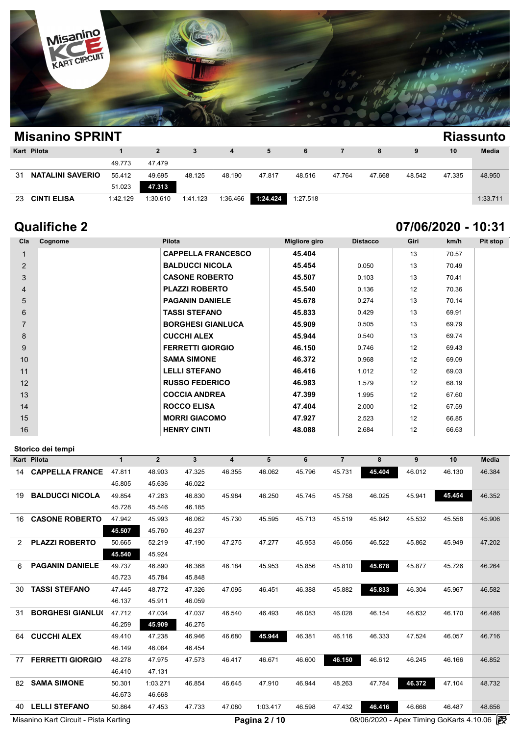## Misanino SPRINT

### Riassunto

| Kart | Pilota | 1 | 2 | 3 | 4 | 5 | 6 | 7 | 8 | 9 | 10 | Media |
|---|---|---|---|---|---|---|---|---|---|---|---|---|
| | | 49.773 | 47.479 | | | | | | | | | |
| 31 | **NATALINI SAVERIO** | 55.412 | 49.695 | 48.125 | 48.190 | 47.817 | 48.516 | 47.764 | 47.668 | 48.542 | 47.335 | 48.950 |
| | | 51.023 | **47.313** | | | | | | | | | |
| 23 | **CINTI ELISA** | 1:42.129 | 1:30.610 | 1:41.123 | 1:36.466 | **1:24.424** | 1:27.518 | | | | | 1:33.711 |

## Qualifiche 2

### 07/06/2020 - 10:31

| Cla | Cognome | Pilota | Migliore giro | Distacco | Giri | km/h | Pit stop |
|---|---|---|---|---|---|---|---|
| 1 | | **CAPPELLA FRANCESCO** | **45.404** | | 13 | 70.57 | |
| 2 | | **BALDUCCI NICOLA** | **45.454** | 0.050 | 13 | 70.49 | |
| 3 | | **CASONE ROBERTO** | **45.507** | 0.103 | 13 | 70.41 | |
| 4 | | **PLAZZI ROBERTO** | **45.540** | 0.136 | 12 | 70.36 | |
| 5 | | **PAGANIN DANIELE** | **45.678** | 0.274 | 13 | 70.14 | |
| 6 | | **TASSI STEFANO** | **45.833** | 0.429 | 13 | 69.91 | |
| 7 | | **BORGHESI GIANLUCA** | **45.909** | 0.505 | 13 | 69.79 | |
| 8 | | **CUCCHI ALEX** | **45.944** | 0.540 | 13 | 69.74 | |
| 9 | | **FERRETTI GIORGIO** | **46.150** | 0.746 | 12 | 69.43 | |
| 10 | | **SAMA SIMONE** | **46.372** | 0.968 | 12 | 69.09 | |
| 11 | | **LELLI STEFANO** | **46.416** | 1.012 | 12 | 69.03 | |
| 12 | | **RUSSO FEDERICO** | **46.983** | 1.579 | 12 | 68.19 | |
| 13 | | **COCCIA ANDREA** | **47.399** | 1.995 | 12 | 67.60 | |
| 14 | | **ROCCO ELISA** | **47.404** | 2.000 | 12 | 67.59 | |
| 15 | | **MORRI GIACOMO** | **47.927** | 2.523 | 12 | 66.85 | |
| 16 | | **HENRY CINTI** | **48.088** | 2.684 | 12 | 66.63 | |

### Storico dei tempi

| Kart | Pilota | 1 | 2 | 3 | 4 | 5 | 6 | 7 | 8 | 9 | 10 | Media |
|---|---|---|---|---|---|---|---|---|---|---|---|---|
| 14 | **CAPPELLA FRANCE** | 47.811 | 48.903 | 47.325 | 46.355 | 46.062 | 45.796 | 45.731 | **45.404** | 46.012 | 46.130 | 46.384 |
| | | 45.805 | 45.636 | 46.022 | | | | | | | | |
| 19 | **BALDUCCI NICOLA** | 49.854 | 47.283 | 46.830 | 45.984 | 46.250 | 45.745 | 45.758 | 46.025 | 45.941 | **45.454** | 46.352 |
| | | 45.728 | 45.546 | 46.185 | | | | | | | | |
| 16 | **CASONE ROBERTO** | 47.942 | 45.993 | 46.062 | 45.730 | 45.595 | 45.713 | 45.519 | 45.642 | 45.532 | 45.558 | 45.906 |
| | | **45.507** | 45.760 | 46.237 | | | | | | | | |
| 2 | **PLAZZI ROBERTO** | 50.665 | 52.219 | 47.190 | 47.275 | 47.277 | 45.953 | 46.056 | 46.522 | 45.862 | 45.949 | 47.202 |
| | | **45.540** | 45.924 | | | | | | | | | |
| 6 | **PAGANIN DANIELE** | 49.737 | 46.890 | 46.368 | 46.184 | 45.953 | 45.856 | 45.810 | **45.678** | 45.877 | 45.726 | 46.264 |
| | | 45.723 | 45.784 | 45.848 | | | | | | | | |
| 30 | **TASSI STEFANO** | 47.445 | 48.772 | 47.326 | 47.095 | 46.451 | 46.388 | 45.882 | **45.833** | 46.304 | 45.967 | 46.582 |
| | | 46.137 | 45.911 | 46.059 | | | | | | | | |
| 31 | **BORGHESI GIANLU(** | 47.712 | 47.034 | 47.037 | 46.540 | 46.493 | 46.083 | 46.028 | 46.154 | 46.632 | 46.170 | 46.486 |
| | | 46.259 | **45.909** | 46.275 | | | | | | | | |
| 64 | **CUCCHI ALEX** | 49.410 | 47.238 | 46.946 | 46.680 | **45.944** | 46.381 | 46.116 | 46.333 | 47.524 | 46.057 | 46.716 |
| | | 46.149 | 46.084 | 46.454 | | | | | | | | |
| 77 | **FERRETTI GIORGIO** | 48.278 | 47.975 | 47.573 | 46.417 | 46.671 | 46.600 | **46.150** | 46.612 | 46.245 | 46.166 | 46.852 |
| | | 46.410 | 47.131 | | | | | | | | | |
| 82 | **SAMA SIMONE** | 50.301 | 1:03.271 | 46.854 | 46.645 | 47.910 | 46.944 | 48.263 | 47.784 | **46.372** | 47.104 | 48.732 |
| | | 46.673 | 46.668 | | | | | | | | | |
| 40 | **LELLI STEFANO** | 50.864 | 47.453 | 47.733 | 47.080 | 1:03.417 | 46.598 | 47.432 | **46.416** | 46.668 | 46.487 | 48.656 |

Misanino Kart Circuit - Pista Karting — 08/06/2020 - Apex Timing GoKarts 4.10.06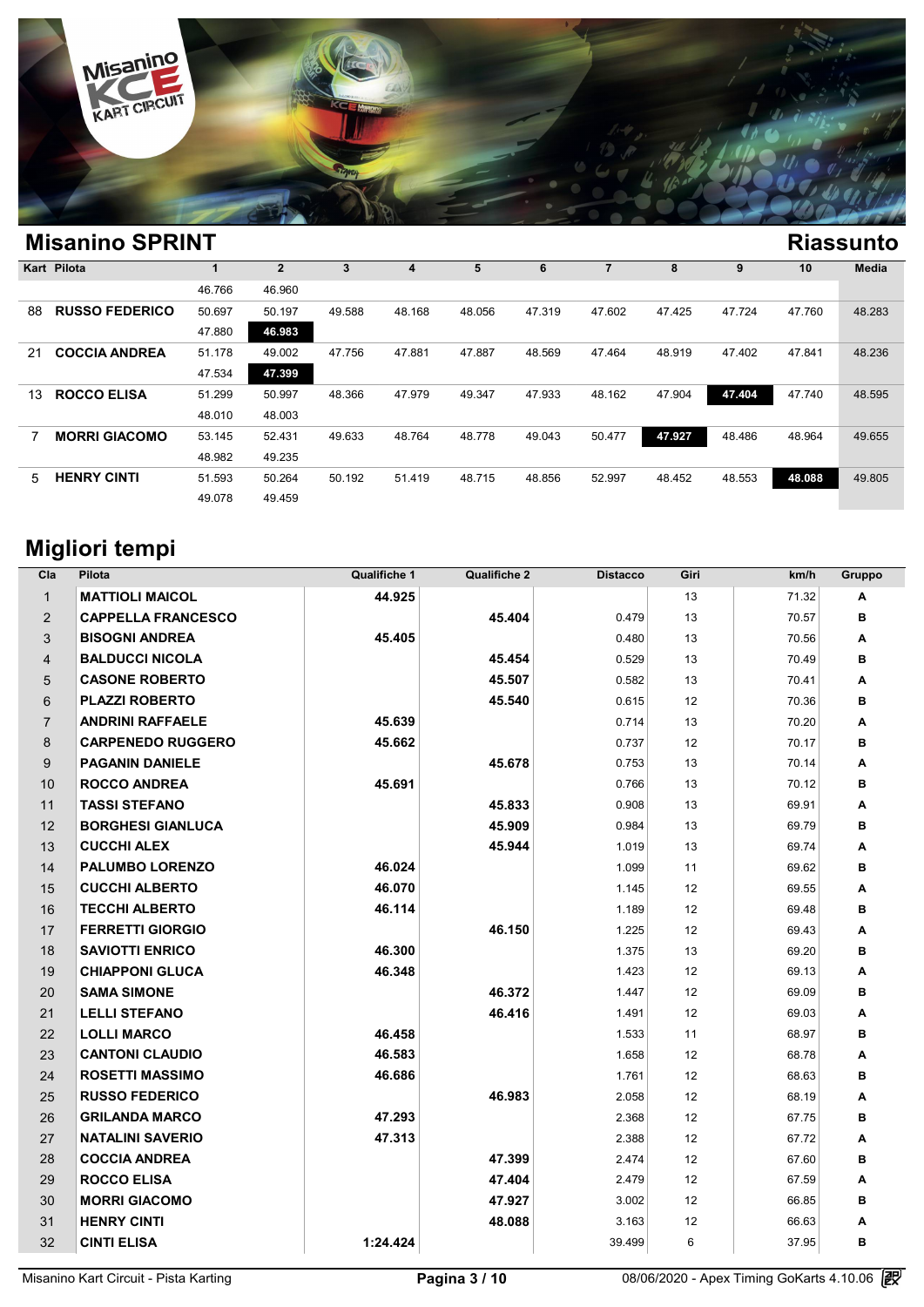## Misanino SPRINT

## Riassunto

| Kart | Pilota | 1 | 2 | 3 | 4 | 5 | 6 | 7 | 8 | 9 | 10 | Media |
|---|---|---|---|---|---|---|---|---|---|---|---|---|
| | | 46.766 | 46.960 | | | | | | | | | |
| 88 | **RUSSO FEDERICO** | 50.697 | 50.197 | 49.588 | 48.168 | 48.056 | 47.319 | 47.602 | 47.425 | 47.724 | 47.760 | 48.283 |
| | | 47.880 | **46.983** | | | | | | | | | |
| 21 | **COCCIA ANDREA** | 51.178 | 49.002 | 47.756 | 47.881 | 47.887 | 48.569 | 47.464 | 48.919 | 47.402 | 47.841 | 48.236 |
| | | 47.534 | **47.399** | | | | | | | | | |
| 13 | **ROCCO ELISA** | 51.299 | 50.997 | 48.366 | 47.979 | 49.347 | 47.933 | 48.162 | 47.904 | **47.404** | 47.740 | 48.595 |
| | | 48.010 | 48.003 | | | | | | | | | |
| 7 | **MORRI GIACOMO** | 53.145 | 52.431 | 49.633 | 48.764 | 48.778 | 49.043 | 50.477 | **47.927** | 48.486 | 48.964 | 49.655 |
| | | 48.982 | 49.235 | | | | | | | | | |
| 5 | **HENRY CINTI** | 51.593 | 50.264 | 50.192 | 51.419 | 48.715 | 48.856 | 52.997 | 48.452 | 48.553 | **48.088** | 49.805 |
| | | 49.078 | 49.459 | | | | | | | | | |

## Migliori tempi

| Cla | Pilota | Qualifiche 1 | Qualifiche 2 | Distacco | Giri | km/h | Gruppo |
|---|---|---|---|---|---|---|---|
| 1 | **MATTIOLI MAICOL** | **44.925** | | | 13 | 71.32 | **A** |
| 2 | **CAPPELLA FRANCESCO** | | **45.404** | 0.479 | 13 | 70.57 | **B** |
| 3 | **BISOGNI ANDREA** | **45.405** | | 0.480 | 13 | 70.56 | **A** |
| 4 | **BALDUCCI NICOLA** | | **45.454** | 0.529 | 13 | 70.49 | **B** |
| 5 | **CASONE ROBERTO** | | **45.507** | 0.582 | 13 | 70.41 | **A** |
| 6 | **PLAZZI ROBERTO** | | **45.540** | 0.615 | 12 | 70.36 | **B** |
| 7 | **ANDRINI RAFFAELE** | **45.639** | | 0.714 | 13 | 70.20 | **A** |
| 8 | **CARPENEDO RUGGERO** | **45.662** | | 0.737 | 12 | 70.17 | **B** |
| 9 | **PAGANIN DANIELE** | | **45.678** | 0.753 | 13 | 70.14 | **A** |
| 10 | **ROCCO ANDREA** | **45.691** | | 0.766 | 13 | 70.12 | **B** |
| 11 | **TASSI STEFANO** | | **45.833** | 0.908 | 13 | 69.91 | **A** |
| 12 | **BORGHESI GIANLUCA** | | **45.909** | 0.984 | 13 | 69.79 | **B** |
| 13 | **CUCCHI ALEX** | | **45.944** | 1.019 | 13 | 69.74 | **A** |
| 14 | **PALUMBO LORENZO** | **46.024** | | 1.099 | 11 | 69.62 | **B** |
| 15 | **CUCCHI ALBERTO** | **46.070** | | 1.145 | 12 | 69.55 | **A** |
| 16 | **TECCHI ALBERTO** | **46.114** | | 1.189 | 12 | 69.48 | **B** |
| 17 | **FERRETTI GIORGIO** | | **46.150** | 1.225 | 12 | 69.43 | **A** |
| 18 | **SAVIOTTI ENRICO** | **46.300** | | 1.375 | 13 | 69.20 | **B** |
| 19 | **CHIAPPONI GLUCA** | **46.348** | | 1.423 | 12 | 69.13 | **A** |
| 20 | **SAMA SIMONE** | | **46.372** | 1.447 | 12 | 69.09 | **B** |
| 21 | **LELLI STEFANO** | | **46.416** | 1.491 | 12 | 69.03 | **A** |
| 22 | **LOLLI MARCO** | **46.458** | | 1.533 | 11 | 68.97 | **B** |
| 23 | **CANTONI CLAUDIO** | **46.583** | | 1.658 | 12 | 68.78 | **A** |
| 24 | **ROSETTI MASSIMO** | **46.686** | | 1.761 | 12 | 68.63 | **B** |
| 25 | **RUSSO FEDERICO** | | **46.983** | 2.058 | 12 | 68.19 | **A** |
| 26 | **GRILANDA MARCO** | **47.293** | | 2.368 | 12 | 67.75 | **B** |
| 27 | **NATALINI SAVERIO** | **47.313** | | 2.388 | 12 | 67.72 | **A** |
| 28 | **COCCIA ANDREA** | | **47.399** | 2.474 | 12 | 67.60 | **B** |
| 29 | **ROCCO ELISA** | | **47.404** | 2.479 | 12 | 67.59 | **A** |
| 30 | **MORRI GIACOMO** | | **47.927** | 3.002 | 12 | 66.85 | **B** |
| 31 | **HENRY CINTI** | | **48.088** | 3.163 | 12 | 66.63 | **A** |
| 32 | **CINTI ELISA** | **1:24.424** | | 39.499 | 6 | 37.95 | **B** |

Misanino Kart Circuit - Pista Karting — 08/06/2020 - Apex Timing GoKarts 4.10.06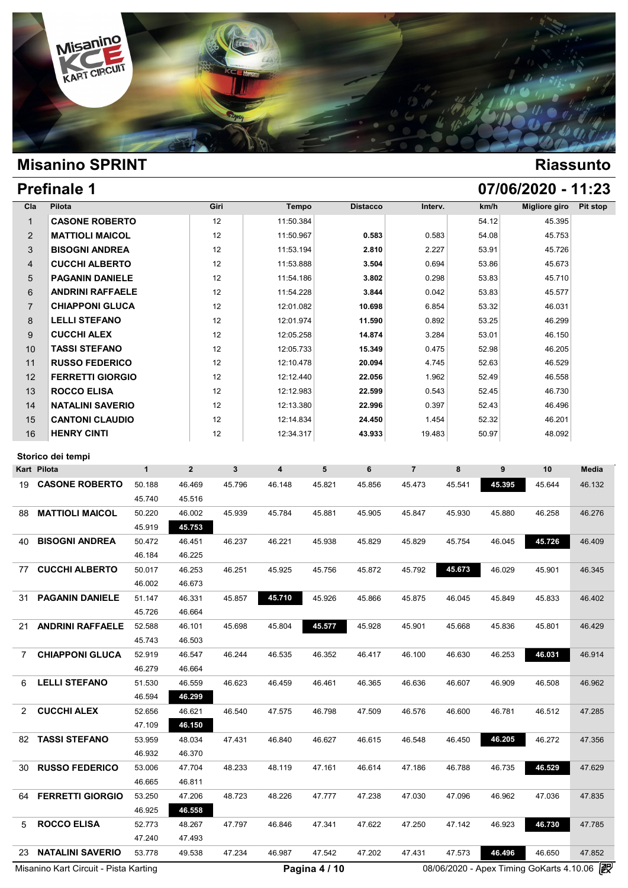# Misanino SPRINT

## Riassunto

## Prefinale 1

## 07/06/2020 - 11:23

| Cla | Pilota | Giri | Tempo | Distacco | Interv. | km/h | Migliore giro | Pit stop |
|---|---|---|---|---|---|---|---|---|
| 1 | **CASONE ROBERTO** | 12 | 11:50.384 | | | 54.12 | 45.395 | |
| 2 | **MATTIOLI MAICOL** | 12 | 11:50.967 | **0.583** | 0.583 | 54.08 | 45.753 | |
| 3 | **BISOGNI ANDREA** | 12 | 11:53.194 | **2.810** | 2.227 | 53.91 | 45.726 | |
| 4 | **CUCCHI ALBERTO** | 12 | 11:53.888 | **3.504** | 0.694 | 53.86 | 45.673 | |
| 5 | **PAGANIN DANIELE** | 12 | 11:54.186 | **3.802** | 0.298 | 53.83 | 45.710 | |
| 6 | **ANDRINI RAFFAELE** | 12 | 11:54.228 | **3.844** | 0.042 | 53.83 | 45.577 | |
| 7 | **CHIAPPONI GLUCA** | 12 | 12:01.082 | **10.698** | 6.854 | 53.32 | 46.031 | |
| 8 | **LELLI STEFANO** | 12 | 12:01.974 | **11.590** | 0.892 | 53.25 | 46.299 | |
| 9 | **CUCCHI ALEX** | 12 | 12:05.258 | **14.874** | 3.284 | 53.01 | 46.150 | |
| 10 | **TASSI STEFANO** | 12 | 12:05.733 | **15.349** | 0.475 | 52.98 | 46.205 | |
| 11 | **RUSSO FEDERICO** | 12 | 12:10.478 | **20.094** | 4.745 | 52.63 | 46.529 | |
| 12 | **FERRETTI GIORGIO** | 12 | 12:12.440 | **22.056** | 1.962 | 52.49 | 46.558 | |
| 13 | **ROCCO ELISA** | 12 | 12:12.983 | **22.599** | 0.543 | 52.45 | 46.730 | |
| 14 | **NATALINI SAVERIO** | 12 | 12:13.380 | **22.996** | 0.397 | 52.43 | 46.496 | |
| 15 | **CANTONI CLAUDIO** | 12 | 12:14.834 | **24.450** | 1.454 | 52.32 | 46.201 | |
| 16 | **HENRY CINTI** | 12 | 12:34.317 | **43.933** | 19.483 | 50.97 | 48.092 | |

### Storico dei tempi

| Kart | Pilota | 1 | 2 | 3 | 4 | 5 | 6 | 7 | 8 | 9 | 10 | Media |
|---|---|---|---|---|---|---|---|---|---|---|---|---|
| 19 | **CASONE ROBERTO** | 50.188 | 46.469 | 45.796 | 46.148 | 45.821 | 45.856 | 45.473 | 45.541 | **45.395** | 45.644 | 46.132 |
| | | 45.740 | 45.516 | | | | | | | | | |
| 88 | **MATTIOLI MAICOL** | 50.220 | 46.002 | 45.939 | 45.784 | 45.881 | 45.905 | 45.847 | 45.930 | 45.880 | 46.258 | 46.276 |
| | | 45.919 | **45.753** | | | | | | | | | |
| 40 | **BISOGNI ANDREA** | 50.472 | 46.451 | 46.237 | 46.221 | 45.938 | 45.829 | 45.829 | 45.754 | 46.045 | **45.726** | 46.409 |
| | | 46.184 | 46.225 | | | | | | | | | |
| 77 | **CUCCHI ALBERTO** | 50.017 | 46.253 | 46.251 | 45.925 | 45.756 | 45.872 | 45.792 | **45.673** | 46.029 | 45.901 | 46.345 |
| | | 46.002 | 46.673 | | | | | | | | | |
| 31 | **PAGANIN DANIELE** | 51.147 | 46.331 | 45.857 | **45.710** | 45.926 | 45.866 | 45.875 | 46.045 | 45.849 | 45.833 | 46.402 |
| | | 45.726 | 46.664 | | | | | | | | | |
| 21 | **ANDRINI RAFFAELE** | 52.588 | 46.101 | 45.698 | 45.804 | **45.577** | 45.928 | 45.901 | 45.668 | 45.836 | 45.801 | 46.429 |
| | | 45.743 | 46.503 | | | | | | | | | |
| 7 | **CHIAPPONI GLUCA** | 52.919 | 46.547 | 46.244 | 46.535 | 46.352 | 46.417 | 46.100 | 46.630 | 46.253 | **46.031** | 46.914 |
| | | 46.279 | 46.664 | | | | | | | | | |
| 6 | **LELLI STEFANO** | 51.530 | 46.559 | 46.623 | 46.459 | 46.461 | 46.365 | 46.636 | 46.607 | 46.909 | 46.508 | 46.962 |
| | | 46.594 | **46.299** | | | | | | | | | |
| 2 | **CUCCHI ALEX** | 52.656 | 46.621 | 46.540 | 47.575 | 46.798 | 47.509 | 46.576 | 46.600 | 46.781 | 46.512 | 47.285 |
| | | 47.109 | **46.150** | | | | | | | | | |
| 82 | **TASSI STEFANO** | 53.959 | 48.034 | 47.431 | 46.840 | 46.627 | 46.615 | 46.548 | 46.450 | **46.205** | 46.272 | 47.356 |
| | | 46.932 | 46.370 | | | | | | | | | |
| 30 | **RUSSO FEDERICO** | 53.006 | 47.704 | 48.233 | 48.119 | 47.161 | 46.614 | 47.186 | 46.788 | 46.735 | **46.529** | 47.629 |
| | | 46.665 | 46.811 | | | | | | | | | |
| 64 | **FERRETTI GIORGIO** | 53.250 | 47.206 | 48.723 | 48.226 | 47.777 | 47.238 | 47.030 | 47.096 | 46.962 | 47.036 | 47.835 |
| | | 46.925 | **46.558** | | | | | | | | | |
| 5 | **ROCCO ELISA** | 52.773 | 48.267 | 47.797 | 46.846 | 47.341 | 47.622 | 47.250 | 47.142 | 46.923 | **46.730** | 47.785 |
| | | 47.240 | 47.493 | | | | | | | | | |
| 23 | **NATALINI SAVERIO** | 53.778 | 49.538 | 47.234 | 46.987 | 47.542 | 47.202 | 47.431 | 47.573 | **46.496** | 46.650 | 47.852 |

Misanino Kart Circuit - Pista Karting

08/06/2020 - Apex Timing GoKarts 4.10.06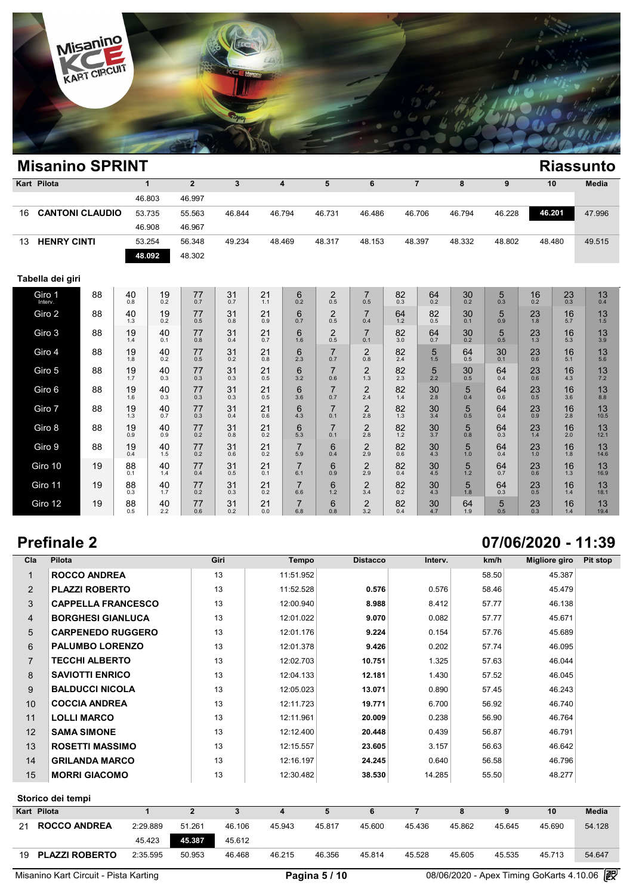## Misanino SPRINT — Riassunto

| Kart | Pilota | 1 | 2 | 3 | 4 | 5 | 6 | 7 | 8 | 9 | 10 | Media |
|---|---|---|---|---|---|---|---|---|---|---|---|---|
| | | 46.803 | 46.997 | | | | | | | | | |
| 16 | **CANTONI CLAUDIO** | 53.735 | 55.563 | 46.844 | 46.794 | 46.731 | 46.486 | 46.706 | 46.794 | 46.228 | **46.201** | 47.996 |
| | | 46.908 | 46.967 | | | | | | | | | |
| 13 | **HENRY CINTI** | 53.254 | 56.348 | 49.234 | 48.469 | 48.317 | 48.153 | 48.397 | 48.332 | 48.802 | 48.480 | 49.515 |
| | | **48.092** | 48.302 | | | | | | | | | |

### Tabella dei giri

| Giro | | | | | | | | | | | | | | | | | |
|---|---|---|---|---|---|---|---|---|---|---|---|---|---|---|---|---|---|
| Giro 1 (Interv.) | 88 | 40 (0.8) | 19 (0.2) | 77 (0.7) | 31 (0.7) | 21 (1.1) | 6 (0.2) | 2 (0.5) | 7 (0.5) | 82 (0.3) | 64 (0.2) | 30 (0.2) | 5 (0.3) | 16 (0.2) | 23 (0.3) | 13 (0.4) |
| Giro 2 | 88 | 40 (1.3) | 19 (0.2) | 77 (0.5) | 31 (0.8) | 21 (0.9) | 6 (0.7) | 2 (0.5) | 7 (0.4) | 64 (1.2) | 82 (0.5) | 30 (0.1) | 5 (0.9) | 23 (1.8) | 16 (5.7) | 13 (1.5) |
| Giro 3 | 88 | 19 (1.4) | 40 (0.1) | 77 (0.8) | 31 (0.4) | 21 (0.7) | 6 (1.6) | 2 (0.5) | 7 (0.1) | 82 (3.0) | 64 (0.7) | 30 (0.2) | 5 (0.5) | 23 (1.3) | 16 (5.3) | 13 (3.9) |
| Giro 4 | 88 | 19 (1.8) | 40 (0.2) | 77 (0.5) | 31 (0.2) | 21 (0.8) | 6 (2.3) | 7 (0.7) | 2 (0.8) | 82 (2.4) | 5 (1.5) | 64 (0.5) | 30 (0.1) | 23 (0.6) | 16 (5.1) | 13 (5.6) |
| Giro 5 | 88 | 19 (1.7) | 40 (0.3) | 77 (0.3) | 31 (0.3) | 21 (0.5) | 6 (3.2) | 7 (0.6) | 2 (1.3) | 82 (2.3) | 5 (2.2) | 30 (0.5) | 64 (0.4) | 23 (0.6) | 16 (4.3) | 13 (7.2) |
| Giro 6 | 88 | 19 (1.6) | 40 (0.3) | 77 (0.3) | 31 (0.3) | 21 (0.5) | 6 (3.6) | 7 (0.7) | 2 (2.4) | 82 (1.4) | 30 (2.8) | 5 (0.4) | 64 (0.6) | 23 (0.5) | 16 (3.6) | 13 (8.8) |
| Giro 7 | 88 | 19 (1.3) | 40 (0.7) | 77 (0.3) | 31 (0.4) | 21 (0.6) | 6 (4.3) | 7 (0.1) | 2 (2.8) | 82 (1.3) | 30 (3.4) | 5 (0.5) | 64 (0.4) | 23 (0.9) | 16 (2.8) | 13 (10.5) |
| Giro 8 | 88 | 19 (0.9) | 40 (0.9) | 77 (0.2) | 31 (0.8) | 21 (0.2) | 6 (5.3) | 7 (0.1) | 2 (2.8) | 82 (1.2) | 30 (3.7) | 5 (0.8) | 64 (0.3) | 23 (1.4) | 16 (2.0) | 13 (12.1) |
| Giro 9 | 88 | 19 (0.4) | 40 (1.5) | 77 (0.2) | 31 (0.6) | 21 (0.2) | 7 (5.9) | 6 (0.4) | 2 (2.9) | 82 (0.6) | 30 (4.3) | 5 (1.0) | 64 (0.4) | 23 (1.0) | 16 (1.8) | 13 (14.6) |
| Giro 10 | 19 | 88 (0.1) | 40 (1.4) | 77 (0.4) | 31 (0.5) | 21 (0.1) | 7 (6.1) | 6 (0.9) | 2 (2.9) | 82 (0.4) | 30 (4.5) | 5 (1.2) | 64 (0.7) | 23 (0.6) | 16 (1.3) | 13 (16.9) |
| Giro 11 | 19 | 88 (0.3) | 40 (1.7) | 77 (0.2) | 31 (0.3) | 21 (0.2) | 7 (6.6) | 6 (1.2) | 2 (3.4) | 82 (0.2) | 30 (4.3) | 5 (1.8) | 64 (0.3) | 23 (0.5) | 16 (1.4) | 13 (18.1) |
| Giro 12 | 19 | 88 (0.5) | 40 (2.2) | 77 (0.6) | 31 (0.2) | 21 (0.0) | 7 (6.8) | 6 (0.8) | 2 (3.2) | 82 (0.4) | 30 (4.7) | 64 (1.9) | 5 (0.5) | 23 (0.3) | 16 (1.4) | 13 (19.4) |

## Prefinale 2 — 07/06/2020 - 11:39

| Cla | Pilota | Giri | Tempo | Distacco | Interv. | km/h | Migliore giro | Pit stop |
|---|---|---|---|---|---|---|---|---|
| 1 | ROCCO ANDREA | 13 | 11:51.952 | | | 58.50 | 45.387 | |
| 2 | PLAZZI ROBERTO | 13 | 11:52.528 | 0.576 | 0.576 | 58.46 | 45.479 | |
| 3 | CAPPELLA FRANCESCO | 13 | 12:00.940 | 8.988 | 8.412 | 57.77 | 46.138 | |
| 4 | BORGHESI GIANLUCA | 13 | 12:01.022 | 9.070 | 0.082 | 57.77 | 45.671 | |
| 5 | CARPENEDO RUGGERO | 13 | 12:01.176 | 9.224 | 0.154 | 57.76 | 45.689 | |
| 6 | PALUMBO LORENZO | 13 | 12:01.378 | 9.426 | 0.202 | 57.74 | 46.095 | |
| 7 | TECCHI ALBERTO | 13 | 12:02.703 | 10.751 | 1.325 | 57.63 | 46.044 | |
| 8 | SAVIOTTI ENRICO | 13 | 12:04.133 | 12.181 | 1.430 | 57.52 | 46.045 | |
| 9 | BALDUCCI NICOLA | 13 | 12:05.023 | 13.071 | 0.890 | 57.45 | 46.243 | |
| 10 | COCCIA ANDREA | 13 | 12:11.723 | 19.771 | 6.700 | 56.92 | 46.740 | |
| 11 | LOLLI MARCO | 13 | 12:11.961 | 20.009 | 0.238 | 56.90 | 46.764 | |
| 12 | SAMA SIMONE | 13 | 12:12.400 | 20.448 | 0.439 | 56.87 | 46.791 | |
| 13 | ROSETTI MASSIMO | 13 | 12:15.557 | 23.605 | 3.157 | 56.63 | 46.642 | |
| 14 | GRILANDA MARCO | 13 | 12:16.197 | 24.245 | 0.640 | 56.58 | 46.796 | |
| 15 | MORRI GIACOMO | 13 | 12:30.482 | 38.530 | 14.285 | 55.50 | 48.277 | |

### Storico dei tempi

| Kart | Pilota | 1 | 2 | 3 | 4 | 5 | 6 | 7 | 8 | 9 | 10 | Media |
|---|---|---|---|---|---|---|---|---|---|---|---|---|
| 21 | **ROCCO ANDREA** | 2:29.889 | 51.261 | 46.106 | 45.943 | 45.817 | 45.600 | 45.436 | 45.862 | 45.645 | 45.690 | 54.128 |
| | | 45.423 | **45.387** | 45.612 | | | | | | | | |
| 19 | **PLAZZI ROBERTO** | 2:35.595 | 50.953 | 46.468 | 46.215 | 46.356 | 45.814 | 45.528 | 45.605 | 45.535 | 45.713 | 54.647 |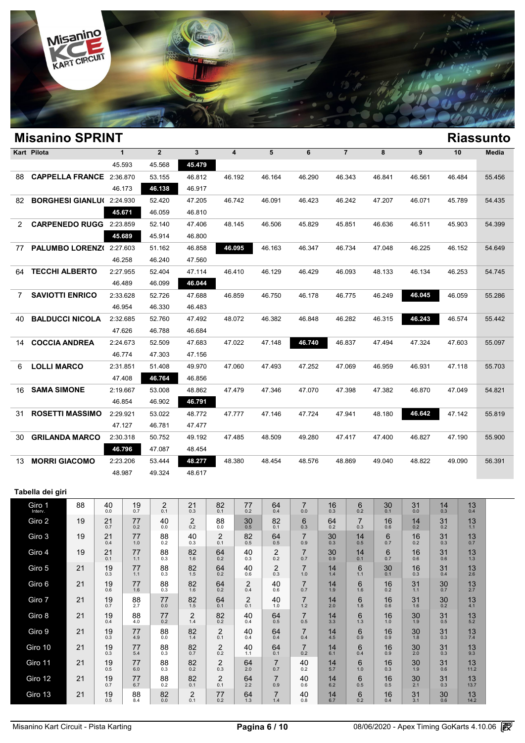# Misanino SPRINT

## Riassunto

| Kart | Pilota | 1 | 2 | 3 | 4 | 5 | 6 | 7 | 8 | 9 | 10 | Media |
|---|---|---|---|---|---|---|---|---|---|---|---|---|
| | | 45.593 | 45.568 | **45.479** | | | | | | | | |
| 88 | CAPPELLA FRANCE | 2:36.870 | 53.155 | 46.812 | 46.192 | 46.164 | 46.290 | 46.343 | 46.841 | 46.561 | 46.484 | 55.456 |
| | | 46.173 | **46.138** | 46.917 | | | | | | | | |
| 82 | BORGHESI GIANLU( | 2:24.930 | 52.420 | 47.205 | 46.742 | 46.091 | 46.423 | 46.242 | 47.207 | 46.071 | 45.789 | 54.435 |
| | | **45.671** | 46.059 | 46.810 | | | | | | | | |
| 2 | CARPENEDO RUGG | 2:23.859 | 52.140 | 47.406 | 48.145 | 46.506 | 45.829 | 45.851 | 46.636 | 46.511 | 45.903 | 54.399 |
| | | **45.689** | 45.914 | 46.800 | | | | | | | | |
| 77 | PALUMBO LORENZ( | 2:27.603 | 51.162 | 46.858 | **46.095** | 46.163 | 46.347 | 46.734 | 47.048 | 46.225 | 46.152 | 54.649 |
| | | 46.258 | 46.240 | 47.560 | | | | | | | | |
| 64 | TECCHI ALBERTO | 2:27.955 | 52.404 | 47.114 | 46.410 | 46.129 | 46.429 | 46.093 | 48.133 | 46.134 | 46.253 | 54.745 |
| | | 46.489 | 46.099 | **46.044** | | | | | | | | |
| 7 | SAVIOTTI ENRICO | 2:33.628 | 52.726 | 47.688 | 46.859 | 46.750 | 46.178 | 46.775 | 46.249 | **46.045** | 46.059 | 55.286 |
| | | 46.954 | 46.330 | 46.483 | | | | | | | | |
| 40 | BALDUCCI NICOLA | 2:32.685 | 52.760 | 47.492 | 48.072 | 46.382 | 46.848 | 46.282 | 46.315 | **46.243** | 46.574 | 55.442 |
| | | 47.626 | 46.788 | 46.684 | | | | | | | | |
| 14 | COCCIA ANDREA | 2:24.673 | 52.509 | 47.683 | 47.022 | 47.148 | **46.740** | 46.837 | 47.494 | 47.324 | 47.603 | 55.097 |
| | | 46.774 | 47.303 | 47.156 | | | | | | | | |
| 6 | LOLLI MARCO | 2:31.851 | 51.408 | 49.970 | 47.060 | 47.493 | 47.252 | 47.069 | 46.959 | 46.931 | 47.118 | 55.703 |
| | | 47.408 | **46.764** | 46.856 | | | | | | | | |
| 16 | SAMA SIMONE | 2:19.667 | 53.008 | 48.862 | 47.479 | 47.346 | 47.070 | 47.398 | 47.382 | 46.870 | 47.049 | 54.821 |
| | | 46.854 | 46.902 | **46.791** | | | | | | | | |
| 31 | ROSETTI MASSIMO | 2:29.921 | 53.022 | 48.772 | 47.777 | 47.146 | 47.724 | 47.941 | 48.180 | **46.642** | 47.142 | 55.819 |
| | | 47.127 | 46.781 | 47.477 | | | | | | | | |
| 30 | GRILANDA MARCO | 2:30.318 | 50.752 | 49.192 | 47.485 | 48.509 | 49.280 | 47.417 | 47.400 | 46.827 | 47.190 | 55.900 |
| | | **46.796** | 47.087 | 48.454 | | | | | | | | |
| 13 | MORRI GIACOMO | 2:23.206 | 53.444 | **48.277** | 48.380 | 48.454 | 48.576 | 48.869 | 49.040 | 48.822 | 49.090 | 56.391 |
| | | 48.987 | 49.324 | 48.617 | | | | | | | | |

### Tabella dei giri

| Giro | | | | | | | | | | | | | | | |
|---|---|---|---|---|---|---|---|---|---|---|---|---|---|---|---|
| Giro 1 (Interv.) | 88 | 40 (0.0) | 19 (0.7) | 2 (0.1) | 21 (0.3) | 82 (0.1) | 77 (0.2) | 64 (0.4) | 7 (0.0) | 16 (0.3) | 6 (0.2) | 30 (0.1) | 31 (0.0) | 14 (0.3) | 13 (0.4) |
| Giro 2 | 19 | 21 (0.7) | 77 (0.2) | 40 (0.0) | 2 (0.2) | 88 (0.0) | 30 (0.5) | 82 (0.1) | 6 (0.3) | 64 (0.2) | 7 (0.3) | 16 (0.6) | 14 (0.2) | 31 (0.2) | 13 (1.1) |
| Giro 3 | 19 | 21 (0.4) | 77 (1.0) | 88 (0.2) | 40 (0.3) | 2 (0.1) | 82 (0.5) | 64 (0.5) | 7 (0.9) | 30 (0.3) | 14 (0.5) | 6 (0.7) | 16 (0.2) | 31 (0.3) | 13 (0.7) |
| Giro 4 | 19 | 21 (0.1) | 77 (1.1) | 88 (0.3) | 82 (1.6) | 64 (0.2) | 40 (0.3) | 2 (0.2) | 7 (0.7) | 30 (0.9) | 14 (0.1) | 6 (0.7) | 16 (0.6) | 31 (0.6) | 13 (1.3) |
| Giro 5 | 21 | 19 (0.3) | 77 (1.1) | 88 (0.3) | 82 (1.5) | 64 (0.2) | 40 (0.6) | 2 (0.3) | 7 (1.0) | 14 (1.4) | 6 (1.1) | 30 (0.1) | 16 (0.3) | 31 (0.4) | 13 (2.6) |
| Giro 6 | 21 | 19 (0.6) | 77 (1.6) | 88 (0.3) | 82 (1.6) | 64 (0.2) | 2 (0.4) | 40 (0.6) | 7 (0.7) | 14 (1.9) | 6 (1.6) | 16 (0.2) | 31 (1.1) | 30 (0.7) | 13 (2.7) |
| Giro 7 | 21 | 19 (0.7) | 88 (2.7) | 77 (0.0) | 82 (1.5) | 64 (0.1) | 2 (0.1) | 40 (1.0) | 7 (1.2) | 14 (2.0) | 6 (1.8) | 16 (0.6) | 31 (1.6) | 30 (0.2) | 13 (4.1) |
| Giro 8 | 21 | 19 (0.4) | 88 (4.0) | 77 (0.2) | 2 (1.4) | 82 (0.2) | 40 (0.4) | 64 (0.5) | 7 (0.5) | 14 (3.3) | 6 (1.3) | 16 (1.0) | 30 (1.9) | 31 (0.5) | 13 (5.2) |
| Giro 9 | 21 | 19 (0.3) | 77 (4.9) | 88 (0.0) | 82 (1.4) | 2 (0.1) | 40 (0.4) | 64 (0.4) | 7 (0.4) | 14 (4.5) | 6 (0.9) | 16 (0.9) | 30 (1.8) | 31 (0.3) | 13 (7.4) |
| Giro 10 | 21 | 19 (0.3) | 77 (5.4) | 88 (0.3) | 82 (0.7) | 2 (0.2) | 40 (1.1) | 64 (0.1) | 7 (0.2) | 14 (6.1) | 6 (0.4) | 16 (0.9) | 30 (2.0) | 31 (0.3) | 13 (9.3) |
| Giro 11 | 21 | 19 (0.5) | 77 (6.0) | 88 (0.3) | 82 (0.2) | 2 (0.3) | 64 (2.0) | 7 (0.7) | 40 (0.2) | 14 (5.7) | 6 (1.0) | 16 (0.3) | 30 (1.9) | 31 (0.6) | 13 (11.2) |
| Giro 12 | 21 | 19 (0.7) | 77 (6.7) | 88 (0.2) | 82 (0.1) | 2 (0.1) | 64 (2.2) | 7 (0.9) | 40 (0.6) | 14 (6.2) | 6 (0.5) | 16 (0.5) | 30 (2.1) | 31 (0.3) | 13 (13.7) |
| Giro 13 | 21 | 19 (0.5) | 88 (8.4) | 82 (0.0) | 2 (0.1) | 77 (0.2) | 64 (1.3) | 7 (1.4) | 40 (0.8) | 14 (6.7) | 6 (0.2) | 16 (0.4) | 31 (3.1) | 30 (0.6) | 13 (14.2) |

Misanino Kart Circuit - Pista Karting

08/06/2020 - Apex Timing GoKarts 4.10.06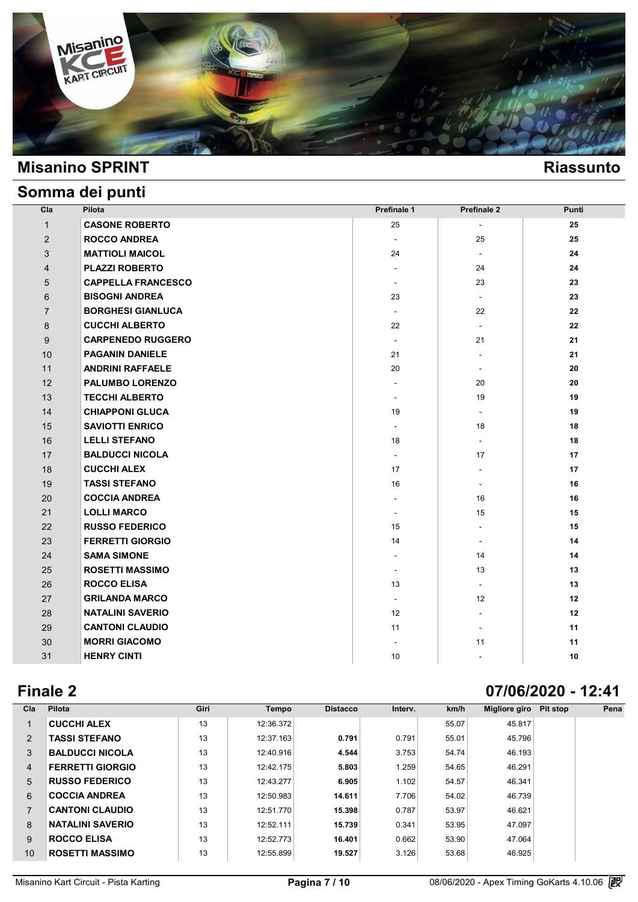## Misanino SPRINT

## Riassunto

### Somma dei punti

| Cla | Pilota | Prefinale 1 | Prefinale 2 | Punti |
|---|---|---|---|---|
| 1 | **CASONE ROBERTO** | 25 | - | **25** |
| 2 | **ROCCO ANDREA** | - | 25 | **25** |
| 3 | **MATTIOLI MAICOL** | 24 | - | **24** |
| 4 | **PLAZZI ROBERTO** | - | 24 | **24** |
| 5 | **CAPPELLA FRANCESCO** | - | 23 | **23** |
| 6 | **BISOGNI ANDREA** | 23 | - | **23** |
| 7 | **BORGHESI GIANLUCA** | - | 22 | **22** |
| 8 | **CUCCHI ALBERTO** | 22 | - | **22** |
| 9 | **CARPENEDO RUGGERO** | - | 21 | **21** |
| 10 | **PAGANIN DANIELE** | 21 | - | **21** |
| 11 | **ANDRINI RAFFAELE** | 20 | - | **20** |
| 12 | **PALUMBO LORENZO** | - | 20 | **20** |
| 13 | **TECCHI ALBERTO** | - | 19 | **19** |
| 14 | **CHIAPPONI GLUCA** | 19 | - | **19** |
| 15 | **SAVIOTTI ENRICO** | - | 18 | **18** |
| 16 | **LELLI STEFANO** | 18 | - | **18** |
| 17 | **BALDUCCI NICOLA** | - | 17 | **17** |
| 18 | **CUCCHI ALEX** | 17 | - | **17** |
| 19 | **TASSI STEFANO** | 16 | - | **16** |
| 20 | **COCCIA ANDREA** | - | 16 | **16** |
| 21 | **LOLLI MARCO** | - | 15 | **15** |
| 22 | **RUSSO FEDERICO** | 15 | - | **15** |
| 23 | **FERRETTI GIORGIO** | 14 | - | **14** |
| 24 | **SAMA SIMONE** | - | 14 | **14** |
| 25 | **ROSETTI MASSIMO** | - | 13 | **13** |
| 26 | **ROCCO ELISA** | 13 | - | **13** |
| 27 | **GRILANDA MARCO** | - | 12 | **12** |
| 28 | **NATALINI SAVERIO** | 12 | - | **12** |
| 29 | **CANTONI CLAUDIO** | 11 | - | **11** |
| 30 | **MORRI GIACOMO** | - | 11 | **11** |
| 31 | **HENRY CINTI** | 10 | - | **10** |

## Finale 2

### 07/06/2020 - 12:41

| Cla | Pilota | Giri | Tempo | Distacco | Interv. | km/h | Migliore giro | Pit stop | Pena |
|---|---|---|---|---|---|---|---|---|---|
| 1 | **CUCCHI ALEX** | 13 | 12:36.372 | | | 55.07 | 45.817 | | |
| 2 | **TASSI STEFANO** | 13 | 12:37.163 | **0.791** | 0.791 | 55.01 | 45.796 | | |
| 3 | **BALDUCCI NICOLA** | 13 | 12:40.916 | **4.544** | 3.753 | 54.74 | 46.193 | | |
| 4 | **FERRETTI GIORGIO** | 13 | 12:42.175 | **5.803** | 1.259 | 54.65 | 46.291 | | |
| 5 | **RUSSO FEDERICO** | 13 | 12:43.277 | **6.905** | 1.102 | 54.57 | 46.341 | | |
| 6 | **COCCIA ANDREA** | 13 | 12:50.983 | **14.611** | 7.706 | 54.02 | 46.739 | | |
| 7 | **CANTONI CLAUDIO** | 13 | 12:51.770 | **15.398** | 0.787 | 53.97 | 46.621 | | |
| 8 | **NATALINI SAVERIO** | 13 | 12:52.111 | **15.739** | 0.341 | 53.95 | 47.097 | | |
| 9 | **ROCCO ELISA** | 13 | 12:52.773 | **16.401** | 0.662 | 53.90 | 47.064 | | |
| 10 | **ROSETTI MASSIMO** | 13 | 12:55.899 | **19.527** | 3.126 | 53.68 | 46.925 | | |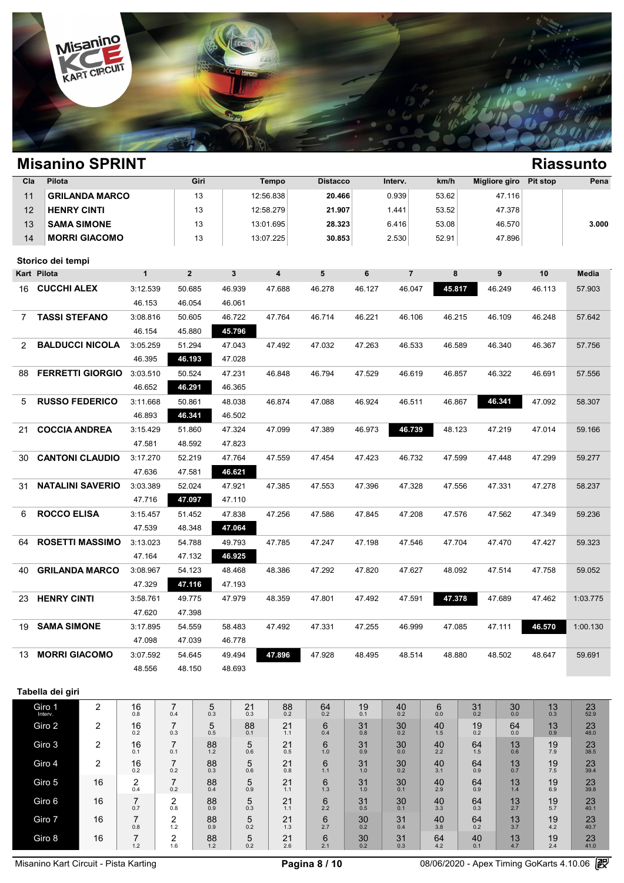## Misanino SPRINT

**Riassunto**

| Cla | Pilota | Giri | Tempo | Distacco | Interv. | km/h | Migliore giro | Pit stop | Pena |
|---|---|---|---|---|---|---|---|---|---|
| 11 | **GRILANDA MARCO** | 13 | 12:56.838 | **20.466** | 0.939 | 53.62 | 47.116 | | |
| 12 | **HENRY CINTI** | 13 | 12:58.279 | **21.907** | 1.441 | 53.52 | 47.378 | | |
| 13 | **SAMA SIMONE** | 13 | 13:01.695 | **28.323** | 6.416 | 53.08 | 46.570 | | **3.000** |
| 14 | **MORRI GIACOMO** | 13 | 13:07.225 | **30.853** | 2.530 | 52.91 | 47.896 | | |

### Storico dei tempi

| Kart | Pilota | 1 | 2 | 3 | 4 | 5 | 6 | 7 | 8 | 9 | 10 | Media |
|---|---|---|---|---|---|---|---|---|---|---|---|---|
| 16 | **CUCCHI ALEX** | 3:12.539 | 50.685 | 46.939 | 47.688 | 46.278 | 46.127 | 46.047 | **45.817** | 46.249 | 46.113 | 57.903 |
| | | 46.153 | 46.054 | 46.061 | | | | | | | | |
| 7 | **TASSI STEFANO** | 3:08.816 | 50.605 | 46.722 | 47.764 | 46.714 | 46.221 | 46.106 | 46.215 | 46.109 | 46.248 | 57.642 |
| | | 46.154 | 45.880 | **45.796** | | | | | | | | |
| 2 | **BALDUCCI NICOLA** | 3:05.259 | 51.294 | 47.043 | 47.492 | 47.032 | 47.263 | 46.533 | 46.589 | 46.340 | 46.367 | 57.756 |
| | | 46.395 | **46.193** | 47.028 | | | | | | | | |
| 88 | **FERRETTI GIORGIO** | 3:03.510 | 50.524 | 47.231 | 46.848 | 46.794 | 47.529 | 46.619 | 46.857 | 46.322 | 46.691 | 57.556 |
| | | 46.652 | **46.291** | 46.365 | | | | | | | | |
| 5 | **RUSSO FEDERICO** | 3:11.668 | 50.861 | 48.038 | 46.874 | 47.088 | 46.924 | 46.511 | 46.867 | **46.341** | 47.092 | 58.307 |
| | | 46.893 | **46.341** | 46.502 | | | | | | | | |
| 21 | **COCCIA ANDREA** | 3:15.429 | 51.860 | 47.324 | 47.099 | 47.389 | 46.973 | **46.739** | 48.123 | 47.219 | 47.014 | 59.166 |
| | | 47.581 | 48.592 | 47.823 | | | | | | | | |
| 30 | **CANTONI CLAUDIO** | 3:17.270 | 52.219 | 47.764 | 47.559 | 47.454 | 47.423 | 46.732 | 47.599 | 47.448 | 47.299 | 59.277 |
| | | 47.636 | 47.581 | **46.621** | | | | | | | | |
| 31 | **NATALINI SAVERIO** | 3:03.389 | 52.024 | 47.921 | 47.385 | 47.553 | 47.396 | 47.328 | 47.556 | 47.331 | 47.278 | 58.237 |
| | | 47.716 | **47.097** | 47.110 | | | | | | | | |
| 6 | **ROCCO ELISA** | 3:15.457 | 51.452 | 47.838 | 47.256 | 47.586 | 47.845 | 47.208 | 47.576 | 47.562 | 47.349 | 59.236 |
| | | 47.539 | 48.348 | **47.064** | | | | | | | | |
| 64 | **ROSETTI MASSIMO** | 3:13.023 | 54.788 | 49.793 | 47.785 | 47.247 | 47.198 | 47.546 | 47.704 | 47.470 | 47.427 | 59.323 |
| | | 47.164 | 47.132 | **46.925** | | | | | | | | |
| 40 | **GRILANDA MARCO** | 3:08.967 | 54.123 | 48.468 | 48.386 | 47.292 | 47.820 | 47.627 | 48.092 | 47.514 | 47.758 | 59.052 |
| | | 47.329 | **47.116** | 47.193 | | | | | | | | |
| 23 | **HENRY CINTI** | 3:58.761 | 49.775 | 47.979 | 48.359 | 47.801 | 47.492 | 47.591 | **47.378** | 47.689 | 47.462 | 1:03.775 |
| | | 47.620 | 47.398 | | | | | | | | | |
| 19 | **SAMA SIMONE** | 3:17.895 | 54.559 | 58.483 | 47.492 | 47.331 | 47.255 | 46.999 | 47.085 | 47.111 | **46.570** | 1:00.130 |
| | | 47.098 | 47.039 | 46.778 | | | | | | | | |
| 13 | **MORRI GIACOMO** | 3:07.592 | 54.645 | 49.494 | **47.896** | 47.928 | 48.495 | 48.514 | 48.880 | 48.502 | 48.647 | 59.691 |
| | | 48.556 | 48.150 | 48.693 | | | | | | | | |

### Tabella dei giri

| Giro | | | | | | | | | | | | | | |
|---|---|---|---|---|---|---|---|---|---|---|---|---|---|---|
| Giro 1 Interv. | 2 | 16 0.8 | 7 0.4 | 5 0.3 | 21 0.3 | 88 0.2 | 64 0.2 | 19 0.1 | 40 0.2 | 6 0.0 | 31 0.2 | 30 0.0 | 13 0.3 | 23 52.9 |
| Giro 2 | 2 | 16 0.2 | 7 0.3 | 5 0.5 | 88 0.1 | 21 1.1 | 6 0.4 | 31 0.8 | 30 0.2 | 40 1.5 | 19 0.2 | 64 0.0 | 13 0.9 | 23 48.0 |
| Giro 3 | 2 | 16 0.1 | 7 0.1 | 88 1.2 | 5 0.6 | 21 0.5 | 6 1.0 | 31 0.9 | 30 0.0 | 40 2.2 | 64 1.5 | 13 0.6 | 19 7.9 | 23 38.5 |
| Giro 4 | 2 | 16 0.2 | 7 0.2 | 88 0.3 | 5 0.6 | 21 0.8 | 6 1.1 | 31 1.0 | 30 0.2 | 40 3.1 | 64 0.9 | 13 0.7 | 19 7.5 | 23 39.4 |
| Giro 5 | 16 | 2 0.4 | 7 0.2 | 88 0.4 | 5 0.9 | 21 1.1 | 6 1.3 | 31 1.0 | 30 0.1 | 40 2.9 | 64 0.9 | 13 1.4 | 19 6.9 | 23 39.8 |
| Giro 6 | 16 | 7 0.7 | 2 0.8 | 88 0.9 | 5 0.3 | 21 1.1 | 6 2.2 | 31 0.5 | 30 0.1 | 40 3.3 | 64 0.3 | 13 2.7 | 19 5.7 | 23 40.1 |
| Giro 7 | 16 | 7 0.8 | 2 1.2 | 88 0.9 | 5 0.2 | 21 1.3 | 6 2.7 | 30 0.2 | 31 0.4 | 40 3.8 | 64 0.2 | 13 3.7 | 19 4.2 | 23 40.7 |
| Giro 8 | 16 | 7 1.2 | 2 1.6 | 88 1.2 | 5 0.2 | 21 2.6 | 6 2.1 | 30 0.2 | 31 0.3 | 64 4.2 | 40 0.1 | 13 4.7 | 19 2.4 | 23 41.0 |

Misanino Kart Circuit - Pista Karting — 08/06/2020 - Apex Timing GoKarts 4.10.06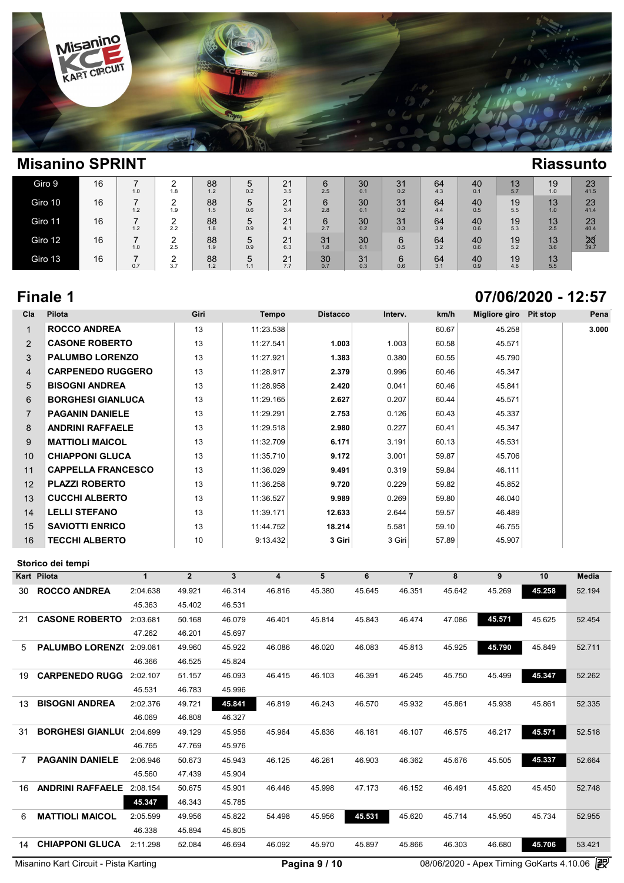## Misanino SPRINT

**Riassunto**

| | | | | | | | | | | | | | | | |
|---|---|---|---|---|---|---|---|---|---|---|---|---|---|---|---|
| Giro 9 | 16 | 7 1.0 | 2 1.8 | 88 1.2 | 5 0.2 | 21 3.5 | 6 2.5 | 30 0.1 | 31 0.2 | 64 4.3 | 40 0.1 | 13 5.7 | 19 1.0 | 23 41.5 |
| Giro 10 | 16 | 7 1.2 | 2 1.9 | 88 1.5 | 5 0.6 | 21 3.4 | 6 2.8 | 30 0.1 | 31 0.2 | 64 4.4 | 40 0.5 | 19 5.5 | 13 1.0 | 23 41.4 |
| Giro 11 | 16 | 7 1.2 | 2 2.2 | 88 1.8 | 5 0.9 | 21 4.1 | 6 2.7 | 30 0.2 | 31 0.3 | 64 3.9 | 40 0.6 | 19 5.3 | 13 2.5 | 23 40.4 |
| Giro 12 | 16 | 7 1.0 | 2 2.5 | 88 1.9 | 5 0.9 | 21 6.3 | 31 1.8 | 30 0.1 | 6 0.5 | 64 3.2 | 40 0.6 | 19 5.2 | 13 3.6 | 23 39.7 |
| Giro 13 | 16 | 7 0.7 | 2 3.7 | 88 1.2 | 5 1.1 | 21 7.7 | 30 0.7 | 31 0.3 | 6 0.6 | 64 3.1 | 40 0.9 | 19 4.8 | 13 5.5 | |

## Finale 1

**07/06/2020 - 12:57**

| Cla | Pilota | Giri | Tempo | Distacco | Interv. | km/h | Migliore giro | Pit stop | Pena |
|---|---|---|---|---|---|---|---|---|---|
| 1 | ROCCO ANDREA | 13 | 11:23.538 | | | 60.67 | 45.258 | | 3.000 |
| 2 | CASONE ROBERTO | 13 | 11:27.541 | 1.003 | 1.003 | 60.58 | 45.571 | | |
| 3 | PALUMBO LORENZO | 13 | 11:27.921 | 1.383 | 0.380 | 60.55 | 45.790 | | |
| 4 | CARPENEDO RUGGERO | 13 | 11:28.917 | 2.379 | 0.996 | 60.46 | 45.347 | | |
| 5 | BISOGNI ANDREA | 13 | 11:28.958 | 2.420 | 0.041 | 60.46 | 45.841 | | |
| 6 | BORGHESI GIANLUCA | 13 | 11:29.165 | 2.627 | 0.207 | 60.44 | 45.571 | | |
| 7 | PAGANIN DANIELE | 13 | 11:29.291 | 2.753 | 0.126 | 60.43 | 45.337 | | |
| 8 | ANDRINI RAFFAELE | 13 | 11:29.518 | 2.980 | 0.227 | 60.41 | 45.347 | | |
| 9 | MATTIOLI MAICOL | 13 | 11:32.709 | 6.171 | 3.191 | 60.13 | 45.531 | | |
| 10 | CHIAPPONI GLUCA | 13 | 11:35.710 | 9.172 | 3.001 | 59.87 | 45.706 | | |
| 11 | CAPPELLA FRANCESCO | 13 | 11:36.029 | 9.491 | 0.319 | 59.84 | 46.111 | | |
| 12 | PLAZZI ROBERTO | 13 | 11:36.258 | 9.720 | 0.229 | 59.82 | 45.852 | | |
| 13 | CUCCHI ALBERTO | 13 | 11:36.527 | 9.989 | 0.269 | 59.80 | 46.040 | | |
| 14 | LELLI STEFANO | 13 | 11:39.171 | 12.633 | 2.644 | 59.57 | 46.489 | | |
| 15 | SAVIOTTI ENRICO | 13 | 11:44.752 | 18.214 | 5.581 | 59.10 | 46.755 | | |
| 16 | TECCHI ALBERTO | 10 | 9:13.432 | 3 Giri | 3 Giri | 57.89 | 45.907 | | |

### Storico dei tempi

| Kart | Pilota | 1 | 2 | 3 | 4 | 5 | 6 | 7 | 8 | 9 | 10 | Media |
|---|---|---|---|---|---|---|---|---|---|---|---|---|
| 30 | ROCCO ANDREA | 2:04.638 | 49.921 | 46.314 | 46.816 | 45.380 | 45.645 | 46.351 | 45.642 | 45.269 | **45.258** | 52.194 |
| | | 45.363 | 45.402 | 46.531 | | | | | | | | |
| 21 | CASONE ROBERTO | 2:03.681 | 50.168 | 46.079 | 46.401 | 45.814 | 45.843 | 46.474 | 47.086 | **45.571** | 45.625 | 52.454 |
| | | 47.262 | 46.201 | 45.697 | | | | | | | | |
| 5 | PALUMBO LORENZ( | 2:09.081 | 49.960 | 45.922 | 46.086 | 46.020 | 46.083 | 45.813 | 45.925 | **45.790** | 45.849 | 52.711 |
| | | 46.366 | 46.525 | 45.824 | | | | | | | | |
| 19 | CARPENEDO RUGG | 2:02.107 | 51.157 | 46.093 | 46.415 | 46.103 | 46.391 | 46.245 | 45.750 | 45.499 | **45.347** | 52.262 |
| | | 45.531 | 46.783 | 45.996 | | | | | | | | |
| 13 | BISOGNI ANDREA | 2:02.376 | 49.721 | **45.841** | 46.819 | 46.243 | 46.570 | 45.932 | 45.861 | 45.938 | 45.861 | 52.335 |
| | | 46.069 | 46.808 | 46.327 | | | | | | | | |
| 31 | BORGHESI GIANLU( | 2:04.699 | 49.129 | 45.956 | 45.964 | 45.836 | 46.181 | 46.107 | 46.575 | 46.217 | **45.571** | 52.518 |
| | | 46.765 | 47.769 | 45.976 | | | | | | | | |
| 7 | PAGANIN DANIELE | 2:06.946 | 50.673 | 45.943 | 46.125 | 46.261 | 46.903 | 46.362 | 45.676 | 45.505 | **45.337** | 52.664 |
| | | 45.560 | 47.439 | 45.904 | | | | | | | | |
| 16 | ANDRINI RAFFAELE | 2:08.154 | 50.675 | 45.901 | 46.446 | 45.998 | 47.173 | 46.152 | 46.491 | 45.820 | 45.450 | 52.748 |
| | | **45.347** | 46.343 | 45.785 | | | | | | | | |
| 6 | MATTIOLI MAICOL | 2:05.599 | 49.956 | 45.822 | 54.498 | 45.956 | **45.531** | 45.620 | 45.714 | 45.950 | 45.734 | 52.955 |
| | | 46.338 | 45.894 | 45.805 | | | | | | | | |
| 14 | CHIAPPONI GLUCA | 2:11.298 | 52.084 | 46.694 | 46.092 | 45.970 | 45.897 | 45.866 | 46.303 | 46.680 | **45.706** | 53.421 |

Misanino Kart Circuit - Pista Karting

08/06/2020 - Apex Timing GoKarts 4.10.06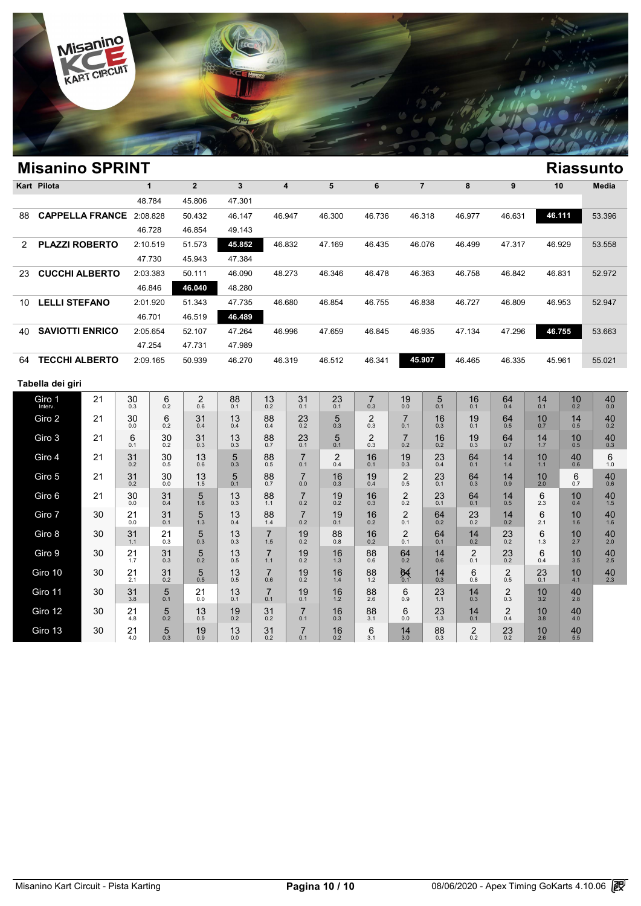## Misanino SPRINT

**Riassunto**

| Kart | Pilota | 1 | 2 | 3 | 4 | 5 | 6 | 7 | 8 | 9 | 10 | Media |
|---|---|---|---|---|---|---|---|---|---|---|---|---|
| | | 48.784 | 45.806 | 47.301 | | | | | | | | |
| 88 | **CAPPELLA FRANCE** | 2:08.828 | 50.432 | 46.147 | 46.947 | 46.300 | 46.736 | 46.318 | 46.977 | 46.631 | **46.111** | 53.396 |
| | | 46.728 | 46.854 | 49.143 | | | | | | | | |
| 2 | **PLAZZI ROBERTO** | 2:10.519 | 51.573 | **45.852** | 46.832 | 47.169 | 46.435 | 46.076 | 46.499 | 47.317 | 46.929 | 53.558 |
| | | 47.730 | 45.943 | 47.384 | | | | | | | | |
| 23 | **CUCCHI ALBERTO** | 2:03.383 | 50.111 | 46.090 | 48.273 | 46.346 | 46.478 | 46.363 | 46.758 | 46.842 | 46.831 | 52.972 |
| | | 46.846 | **46.040** | 48.280 | | | | | | | | |
| 10 | **LELLI STEFANO** | 2:01.920 | 51.343 | 47.735 | 46.680 | 46.854 | 46.755 | 46.838 | 46.727 | 46.809 | 46.953 | 52.947 |
| | | 46.701 | 46.519 | **46.489** | | | | | | | | |
| 40 | **SAVIOTTI ENRICO** | 2:05.654 | 52.107 | 47.264 | 46.996 | 47.659 | 46.845 | 46.935 | 47.134 | 47.296 | **46.755** | 53.663 |
| | | 47.254 | 47.731 | 47.989 | | | | | | | | |
| 64 | **TECCHI ALBERTO** | 2:09.165 | 50.939 | 46.270 | 46.319 | 46.512 | 46.341 | **45.907** | 46.465 | 46.335 | 45.961 | 55.021 |

**Tabella dei giri**

| Giro | | | | | | | | | | | | | | | | |
|---|---|---|---|---|---|---|---|---|---|---|---|---|---|---|---|---|
| Giro 1 Interv. | 21 | 30 0.3 | 6 0.2 | 2 0.6 | 88 0.1 | 13 0.2 | 31 0.1 | 23 0.1 | 7 0.3 | 19 0.0 | 5 0.1 | 16 0.1 | 64 0.4 | 14 0.1 | 10 0.2 | 40 0.0 |
| Giro 2 | 21 | 30 0.0 | 6 0.2 | 31 0.4 | 13 0.4 | 88 0.4 | 23 0.2 | 5 0.3 | 2 0.3 | 7 0.1 | 16 0.3 | 19 0.1 | 64 0.5 | 10 0.7 | 14 0.5 | 40 0.2 |
| Giro 3 | 21 | 6 0.1 | 30 0.2 | 31 0.3 | 13 0.3 | 88 0.7 | 23 0.1 | 5 0.1 | 2 0.3 | 7 0.2 | 16 0.2 | 19 0.3 | 64 0.7 | 14 1.7 | 10 0.5 | 40 0.3 |
| Giro 4 | 21 | 31 0.2 | 30 0.5 | 13 0.6 | 5 0.3 | 88 0.5 | 7 0.1 | 2 0.4 | 16 0.1 | 19 0.3 | 23 0.4 | 64 0.1 | 14 1.4 | 10 1.1 | 40 0.6 | 6 1.0 |
| Giro 5 | 21 | 31 0.2 | 30 0.0 | 13 1.5 | 5 0.1 | 88 0.7 | 7 0.0 | 16 0.3 | 19 0.4 | 2 0.5 | 23 0.1 | 64 0.3 | 14 0.9 | 10 2.0 | 6 0.7 | 40 0.6 |
| Giro 6 | 21 | 30 0.0 | 31 0.4 | 5 1.6 | 13 0.3 | 88 1.1 | 7 0.2 | 19 0.2 | 16 0.3 | 2 0.2 | 23 0.1 | 64 0.1 | 14 0.5 | 6 2.3 | 10 0.4 | 40 1.5 |
| Giro 7 | 30 | 21 0.0 | 31 0.1 | 5 1.3 | 13 0.4 | 88 1.4 | 7 0.2 | 19 0.1 | 16 0.2 | 2 0.1 | 64 0.2 | 23 0.2 | 14 0.2 | 6 2.1 | 10 1.6 | 40 1.6 |
| Giro 8 | 30 | 31 1.1 | 21 0.3 | 5 0.3 | 13 0.3 | 7 1.5 | 19 0.2 | 88 0.8 | 16 0.2 | 2 0.1 | 64 0.1 | 14 0.2 | 23 0.2 | 6 1.3 | 10 2.7 | 40 2.0 |
| Giro 9 | 30 | 21 1.7 | 31 0.3 | 5 0.2 | 13 0.5 | 7 1.1 | 19 0.2 | 16 1.3 | 88 0.6 | 64 0.2 | 14 0.6 | 2 0.1 | 23 0.2 | 6 0.4 | 10 3.5 | 40 2.5 |
| Giro 10 | 30 | 21 2.1 | 31 0.2 | 5 0.5 | 13 0.5 | 7 0.6 | 19 0.2 | 16 1.4 | 88 1.2 | 64 0.1 | 14 0.3 | 6 0.8 | 2 0.5 | 23 0.1 | 10 4.1 | 40 2.3 |
| Giro 11 | 30 | 31 3.8 | 5 0.1 | 21 0.0 | 13 0.1 | 7 0.1 | 19 0.1 | 16 1.2 | 88 2.6 | 6 0.9 | 23 1.1 | 14 0.3 | 2 0.3 | 10 3.2 | 40 2.8 | |
| Giro 12 | 30 | 21 4.8 | 5 0.2 | 13 0.5 | 19 0.2 | 31 0.2 | 7 0.1 | 16 0.3 | 88 3.1 | 6 0.0 | 23 1.3 | 14 0.1 | 2 0.4 | 10 3.8 | 40 4.0 | |
| Giro 13 | 30 | 21 4.0 | 5 0.3 | 19 0.9 | 13 0.0 | 31 0.2 | 7 0.1 | 16 0.2 | 6 3.1 | 14 3.0 | 88 0.3 | 2 0.2 | 23 0.2 | 10 2.6 | 40 5.5 | |